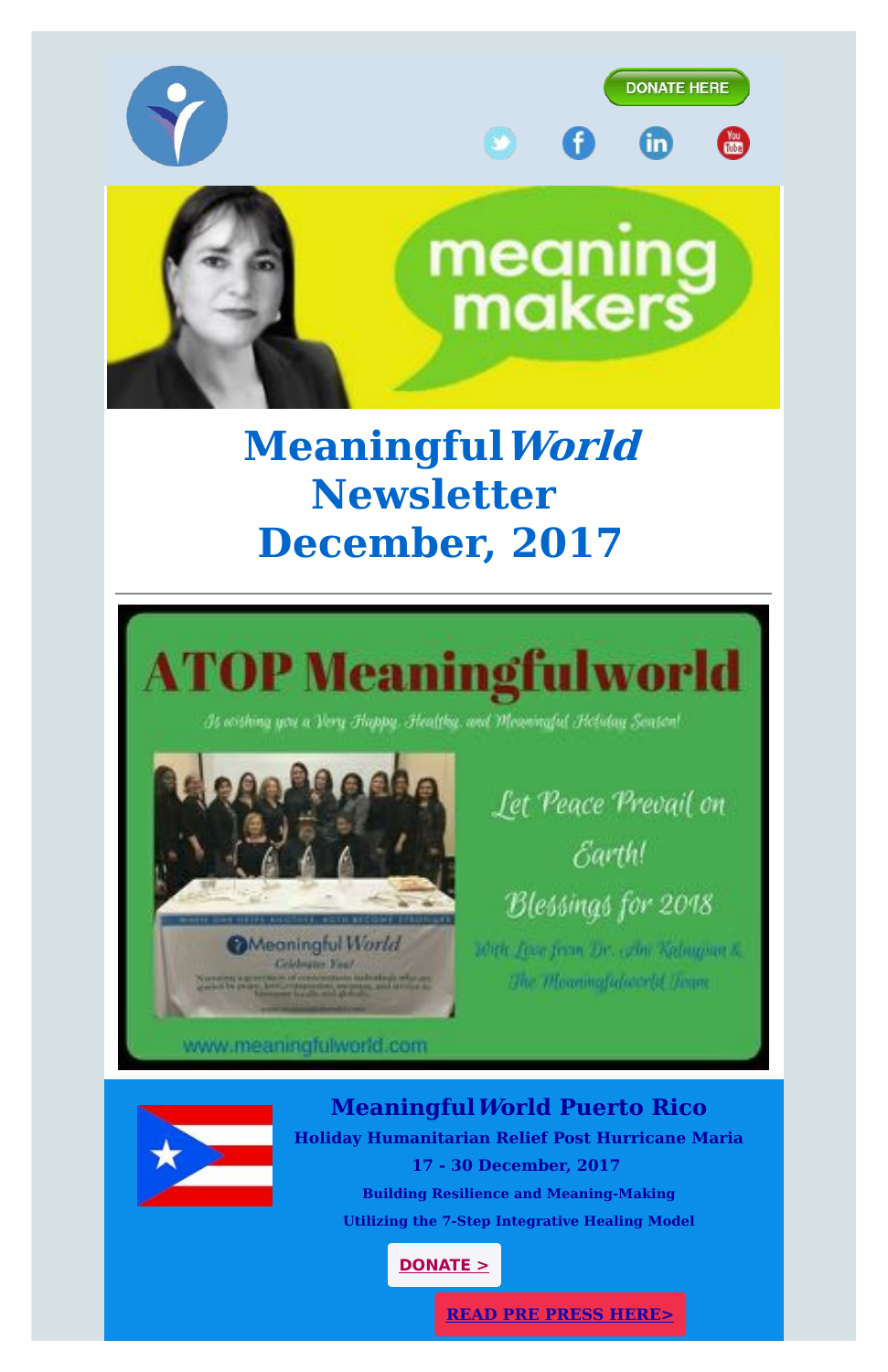DONATE HERE

meaning makers

# Meaningful *World* Newsletter December, 2017

---

ATOP Meaningfulworld

Is wishing you a Very Happy, Healthy, and Meaningful Holiday Season!

Let Peace Prevail on Earth!

Blessings for 2018

With Love from Dr. Ani Kalayjian & The Meaningfulworld Team

www.meaningfulworld.com

## Meaningful *World* Puerto Rico

**Holiday Humanitarian Relief Post Hurricane Maria**

**17 - 30 December, 2017**

**Building Resilience and Meaning-Making**

**Utilizing the 7-Step Integrative Healing Model**

**DONATE >**

**READ PRE PRESS HERE>**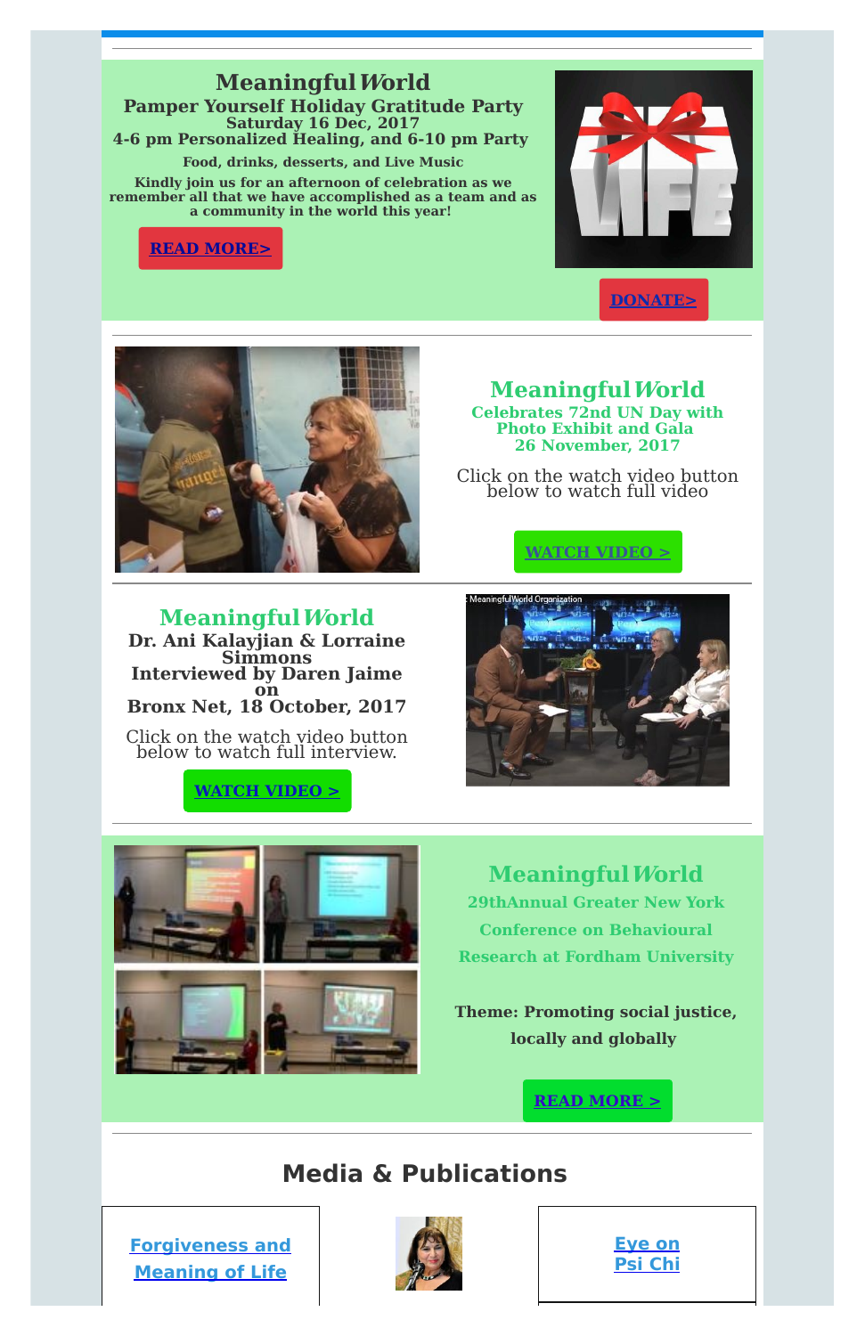---

## Meaningful *W*orld

**Pamper Yourself Holiday Gratitude Party**
**Saturday 16 Dec, 2017**
**4-6 pm Personalized Healing, and 6-10 pm Party**

**Food, drinks, desserts, and Live Music**

**Kindly join us for an afternoon of celebration as we remember all that we have accomplished as a team and as a community in the world this year!**

**[READ MORE>]**

**[DONATE>]**

---

## Meaningful *W*orld

**Celebrates 72nd UN Day with Photo Exhibit and Gala**
**26 November, 2017**

Click on the watch video button below to watch full video

**[WATCH VIDEO >]**

---

## Meaningful *W*orld

**Dr. Ani Kalayjian & Lorraine Simmons**
**Interviewed by Daren Jaime on**
**Bronx Net, 18 October, 2017**

Click on the watch video button below to watch full interview.

**[WATCH VIDEO >]**

---

## Meaningful *W*orld

**29thAnnual Greater New York Conference on Behavioural Research at Fordham University**

**Theme: Promoting social justice, locally and globally**

**[READ MORE >]**

---

## Media & Publications

[Forgiveness and Meaning of Life]

[Eye on Psi Chi]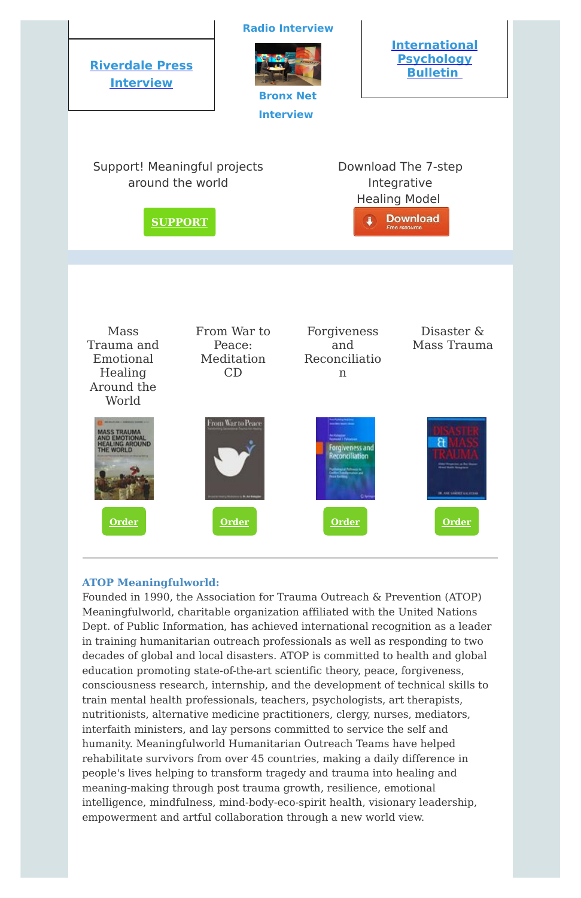**Riverdale Press Interview**

**Radio Interview**

**Bronx Net Interview**

**International Psychology Bulletin**

Support! Meaningful projects around the world

**SUPPORT**

Download The 7-step Integrative Healing Model

Download
Free resource

Mass Trauma and Emotional Healing Around the World

**Order**

From War to Peace: Meditation CD

**Order**

Forgiveness and Reconciliation

**Order**

Disaster & Mass Trauma

**Order**

---

**ATOP Meaningfulworld:**
Founded in 1990, the Association for Trauma Outreach & Prevention (ATOP) Meaningfulworld, charitable organization affiliated with the United Nations Dept. of Public Information, has achieved international recognition as a leader in training humanitarian outreach professionals as well as responding to two decades of global and local disasters. ATOP is committed to health and global education promoting state-of-the-art scientific theory, peace, forgiveness, consciousness research, internship, and the development of technical skills to train mental health professionals, teachers, psychologists, art therapists, nutritionists, alternative medicine practitioners, clergy, nurses, mediators, interfaith ministers, and lay persons committed to service the self and humanity. Meaningfulworld Humanitarian Outreach Teams have helped rehabilitate survivors from over 45 countries, making a daily difference in people's lives helping to transform tragedy and trauma into healing and meaning-making through post trauma growth, resilience, emotional intelligence, mindfulness, mind-body-eco-spirit health, visionary leadership, empowerment and artful collaboration through a new world view.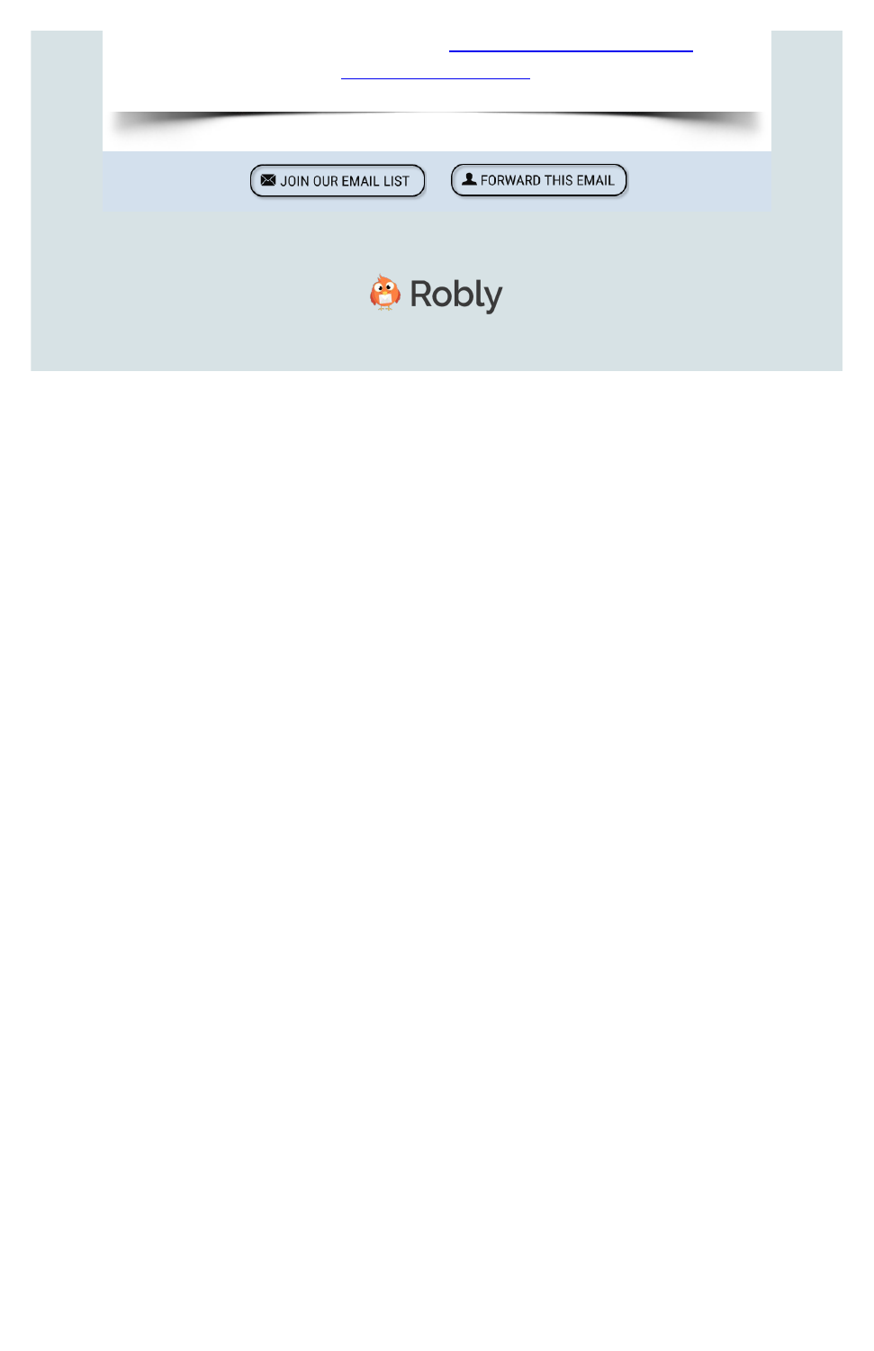JOIN OUR EMAIL LIST

FORWARD THIS EMAIL

Robly